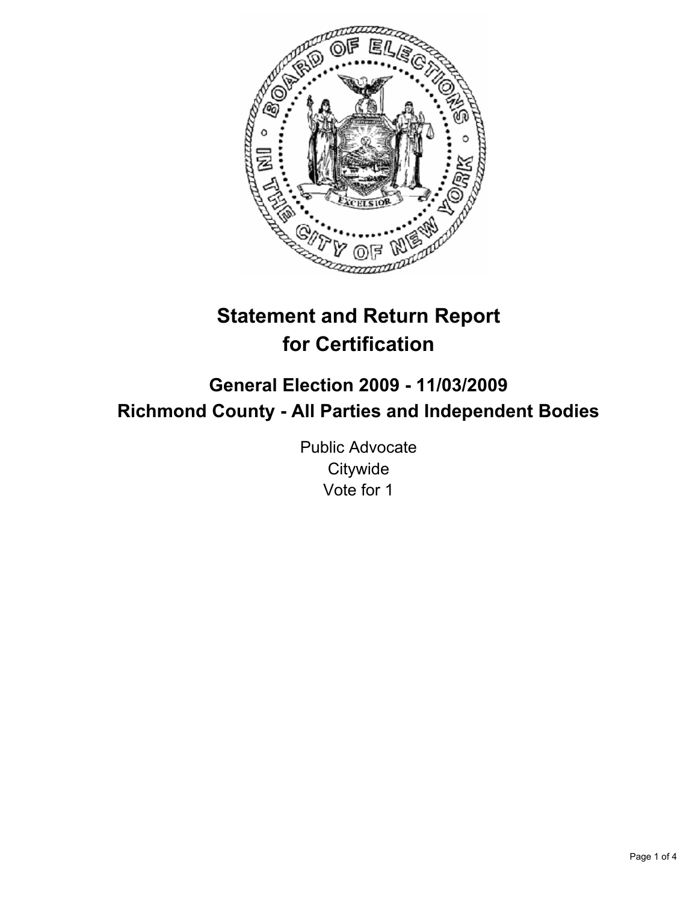# Statement and Return Report for Certification

## General Election 2009 - 11/03/2009
## Richmond County - All Parties and Independent Bodies

Public Advocate
Citywide
Vote for 1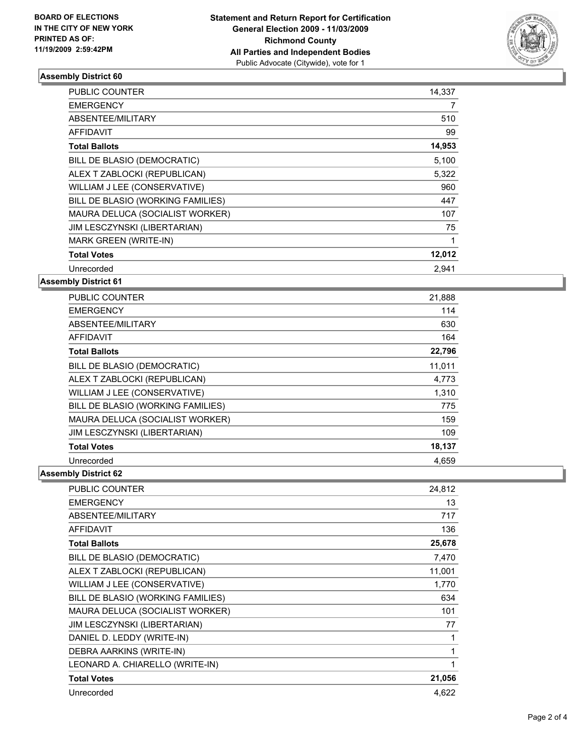**BOARD OF ELECTIONS IN THE CITY OF NEW YORK PRINTED AS OF: 11/19/2009 2:59:42PM**

# Statement and Return Report for Certification
## General Election 2009 - 11/03/2009
## Richmond County
## All Parties and Independent Bodies
Public Advocate (Citywide), vote for 1

### Assembly District 60

| | |
|---|---|
| PUBLIC COUNTER | 14,337 |
| EMERGENCY | 7 |
| ABSENTEE/MILITARY | 510 |
| AFFIDAVIT | 99 |
| **Total Ballots** | **14,953** |
| BILL DE BLASIO (DEMOCRATIC) | 5,100 |
| ALEX T ZABLOCKI (REPUBLICAN) | 5,322 |
| WILLIAM J LEE (CONSERVATIVE) | 960 |
| BILL DE BLASIO (WORKING FAMILIES) | 447 |
| MAURA DELUCA (SOCIALIST WORKER) | 107 |
| JIM LESCZYNSKI (LIBERTARIAN) | 75 |
| MARK GREEN (WRITE-IN) | 1 |
| **Total Votes** | **12,012** |
| Unrecorded | 2,941 |

### Assembly District 61

| | |
|---|---|
| PUBLIC COUNTER | 21,888 |
| EMERGENCY | 114 |
| ABSENTEE/MILITARY | 630 |
| AFFIDAVIT | 164 |
| **Total Ballots** | **22,796** |
| BILL DE BLASIO (DEMOCRATIC) | 11,011 |
| ALEX T ZABLOCKI (REPUBLICAN) | 4,773 |
| WILLIAM J LEE (CONSERVATIVE) | 1,310 |
| BILL DE BLASIO (WORKING FAMILIES) | 775 |
| MAURA DELUCA (SOCIALIST WORKER) | 159 |
| JIM LESCZYNSKI (LIBERTARIAN) | 109 |
| **Total Votes** | **18,137** |
| Unrecorded | 4,659 |

### Assembly District 62

| | |
|---|---|
| PUBLIC COUNTER | 24,812 |
| EMERGENCY | 13 |
| ABSENTEE/MILITARY | 717 |
| AFFIDAVIT | 136 |
| **Total Ballots** | **25,678** |
| BILL DE BLASIO (DEMOCRATIC) | 7,470 |
| ALEX T ZABLOCKI (REPUBLICAN) | 11,001 |
| WILLIAM J LEE (CONSERVATIVE) | 1,770 |
| BILL DE BLASIO (WORKING FAMILIES) | 634 |
| MAURA DELUCA (SOCIALIST WORKER) | 101 |
| JIM LESCZYNSKI (LIBERTARIAN) | 77 |
| DANIEL D. LEDDY (WRITE-IN) | 1 |
| DEBRA AARKINS (WRITE-IN) | 1 |
| LEONARD A. CHIARELLO (WRITE-IN) | 1 |
| **Total Votes** | **21,056** |
| Unrecorded | 4,622 |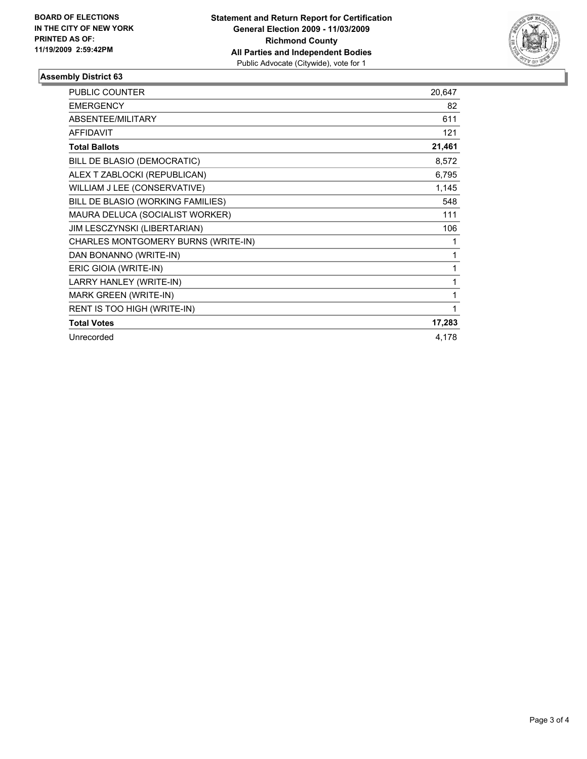**BOARD OF ELECTIONS IN THE CITY OF NEW YORK PRINTED AS OF: 11/19/2009 2:59:42PM**

**Statement and Return Report for Certification**
**General Election 2009 - 11/03/2009**
**Richmond County**
**All Parties and Independent Bodies**
Public Advocate (Citywide), vote for 1

## Assembly District 63

| | |
|---|---|
| PUBLIC COUNTER | 20,647 |
| EMERGENCY | 82 |
| ABSENTEE/MILITARY | 611 |
| AFFIDAVIT | 121 |
| **Total Ballots** | **21,461** |
| BILL DE BLASIO (DEMOCRATIC) | 8,572 |
| ALEX T ZABLOCKI (REPUBLICAN) | 6,795 |
| WILLIAM J LEE (CONSERVATIVE) | 1,145 |
| BILL DE BLASIO (WORKING FAMILIES) | 548 |
| MAURA DELUCA (SOCIALIST WORKER) | 111 |
| JIM LESCZYNSKI (LIBERTARIAN) | 106 |
| CHARLES MONTGOMERY BURNS (WRITE-IN) | 1 |
| DAN BONANNO (WRITE-IN) | 1 |
| ERIC GIOIA (WRITE-IN) | 1 |
| LARRY HANLEY (WRITE-IN) | 1 |
| MARK GREEN (WRITE-IN) | 1 |
| RENT IS TOO HIGH (WRITE-IN) | 1 |
| **Total Votes** | **17,283** |
| Unrecorded | 4,178 |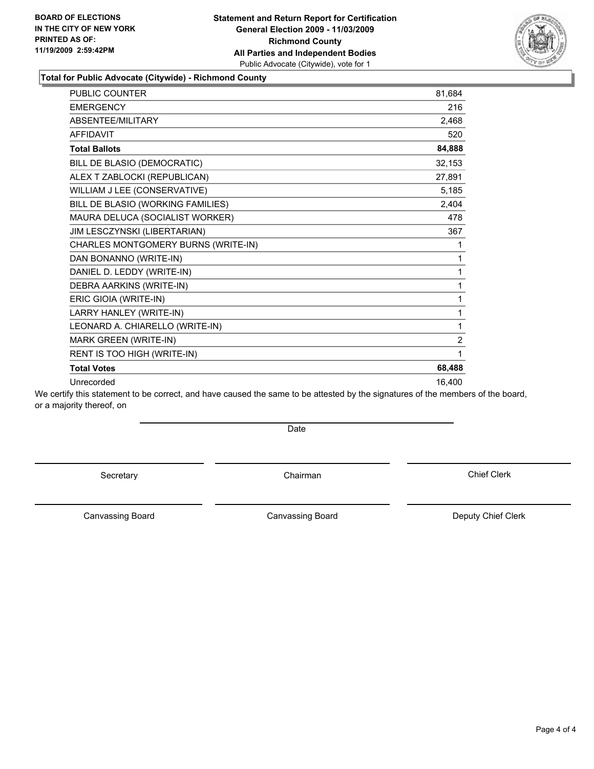**BOARD OF ELECTIONS IN THE CITY OF NEW YORK PRINTED AS OF: 11/19/2009 2:59:42PM**

**Statement and Return Report for Certification General Election 2009 - 11/03/2009 Richmond County All Parties and Independent Bodies**
Public Advocate (Citywide), vote for 1

**Total for Public Advocate (Citywide) - Richmond County**

| | |
|---|---|
| PUBLIC COUNTER | 81,684 |
| EMERGENCY | 216 |
| ABSENTEE/MILITARY | 2,468 |
| AFFIDAVIT | 520 |
| **Total Ballots** | **84,888** |
| BILL DE BLASIO (DEMOCRATIC) | 32,153 |
| ALEX T ZABLOCKI (REPUBLICAN) | 27,891 |
| WILLIAM J LEE (CONSERVATIVE) | 5,185 |
| BILL DE BLASIO (WORKING FAMILIES) | 2,404 |
| MAURA DELUCA (SOCIALIST WORKER) | 478 |
| JIM LESCZYNSKI (LIBERTARIAN) | 367 |
| CHARLES MONTGOMERY BURNS (WRITE-IN) | 1 |
| DAN BONANNO (WRITE-IN) | 1 |
| DANIEL D. LEDDY (WRITE-IN) | 1 |
| DEBRA AARKINS (WRITE-IN) | 1 |
| ERIC GIOIA (WRITE-IN) | 1 |
| LARRY HANLEY (WRITE-IN) | 1 |
| LEONARD A. CHIARELLO (WRITE-IN) | 1 |
| MARK GREEN (WRITE-IN) | 2 |
| RENT IS TOO HIGH (WRITE-IN) | 1 |
| **Total Votes** | **68,488** |
| Unrecorded | 16,400 |

We certify this statement to be correct, and have caused the same to be attested by the signatures of the members of the board, or a majority thereof, on

Date

Secretary

Chairman

Chief Clerk

Canvassing Board

Canvassing Board

Deputy Chief Clerk